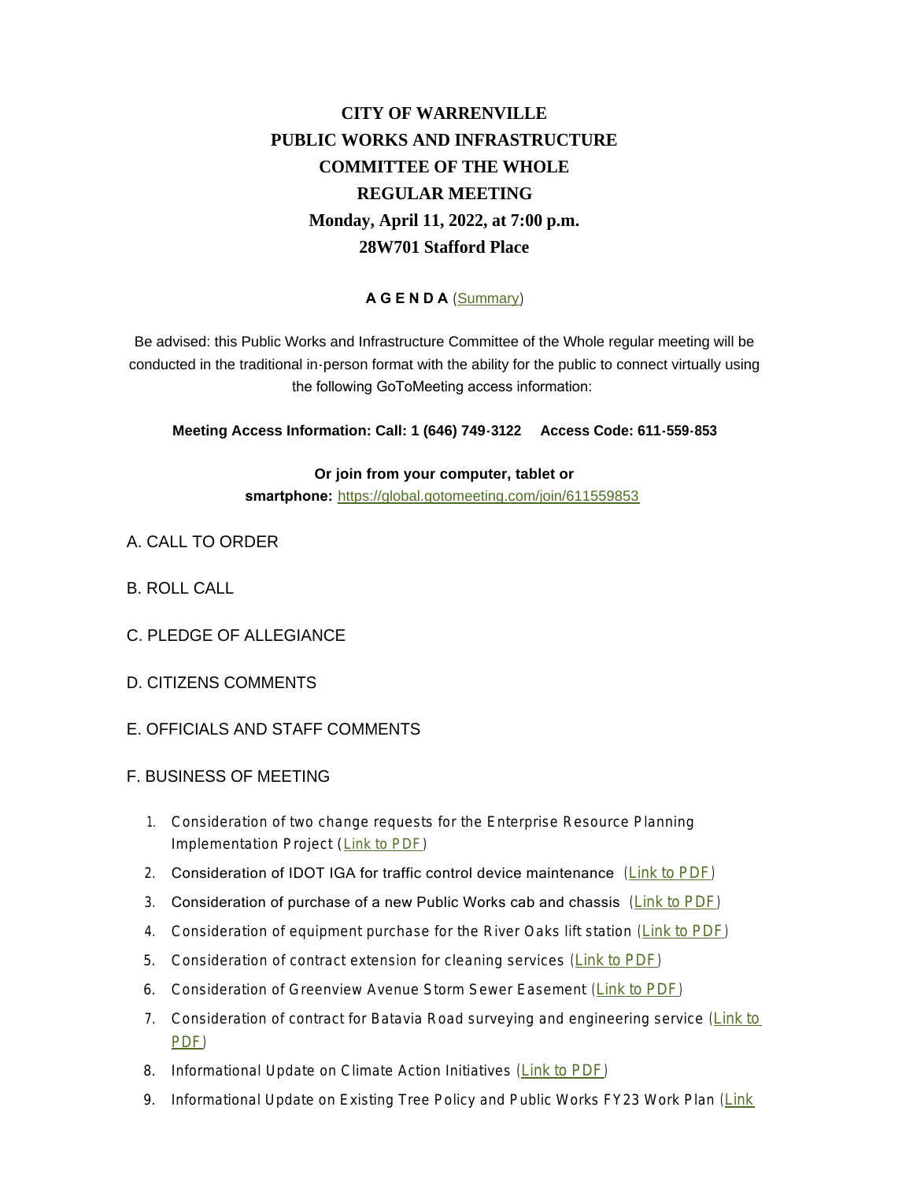# CITY OF WARRENVILLE
# PUBLIC WORKS AND INFRASTRUCTURE
# COMMITTEE OF THE WHOLE
# REGULAR MEETING
# Monday, April 11, 2022, at 7:00 p.m.
# 28W701 Stafford Place

**A G E N D A** (Summary)

Be advised: this Public Works and Infrastructure Committee of the Whole regular meeting will be conducted in the traditional in-person format with the ability for the public to connect virtually using the following GoToMeeting access information:

**Meeting Access Information: Call: 1 (646) 749-3122 Access Code: 611-559-853**

**Or join from your computer, tablet or smartphone:** https://global.gotomeeting.com/join/611559853

A. CALL TO ORDER

B. ROLL CALL

C. PLEDGE OF ALLEGIANCE

D. CITIZENS COMMENTS

E. OFFICIALS AND STAFF COMMENTS

F. BUSINESS OF MEETING

1. Consideration of two change requests for the Enterprise Resource Planning Implementation Project (Link to PDF)
2. Consideration of IDOT IGA for traffic control device maintenance (Link to PDF)
3. Consideration of purchase of a new Public Works cab and chassis (Link to PDF)
4. Consideration of equipment purchase for the River Oaks lift station (Link to PDF)
5. Consideration of contract extension for cleaning services (Link to PDF)
6. Consideration of Greenview Avenue Storm Sewer Easement (Link to PDF)
7. Consideration of contract for Batavia Road surveying and engineering service (Link to PDF)
8. Informational Update on Climate Action Initiatives (Link to PDF)
9. Informational Update on Existing Tree Policy and Public Works FY23 Work Plan (Link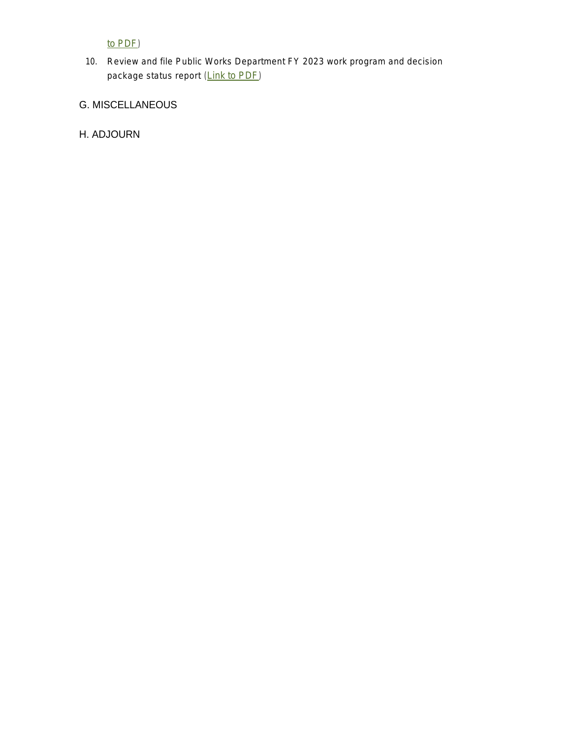to PDF)

10. Review and file Public Works Department FY 2023 work program and decision package status report (Link to PDF)

## G. MISCELLANEOUS

## H. ADJOURN